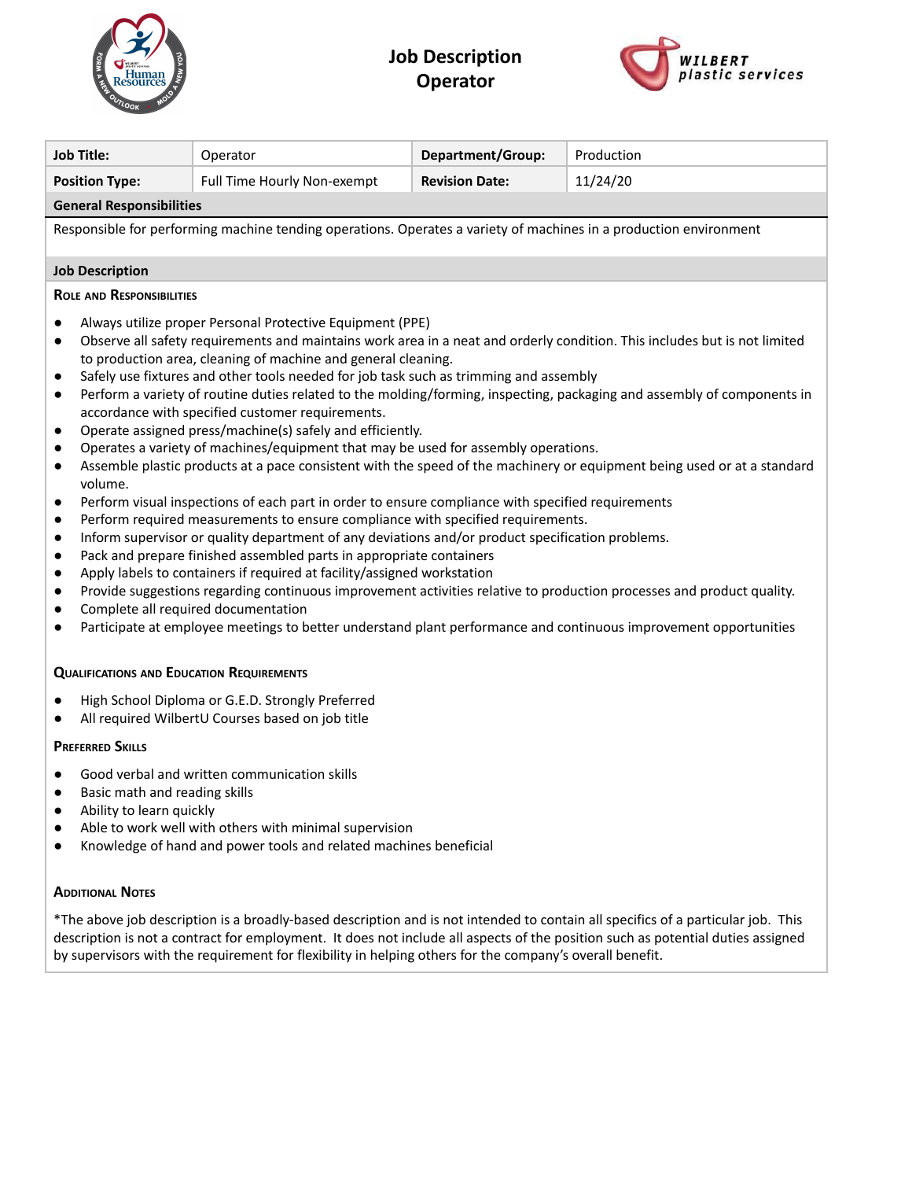# Job Description
## Operator

| Job Title: | Operator | Department/Group: | Production |
|---|---|---|---|
| Position Type: | Full Time Hourly Non-exempt | Revision Date: | 11/24/20 |

**General Responsibilities**

Responsible for performing machine tending operations. Operates a variety of machines in a production environment

**Job Description**

### Role and Responsibilities

- Always utilize proper Personal Protective Equipment (PPE)
- Observe all safety requirements and maintains work area in a neat and orderly condition. This includes but is not limited to production area, cleaning of machine and general cleaning.
- Safely use fixtures and other tools needed for job task such as trimming and assembly
- Perform a variety of routine duties related to the molding/forming, inspecting, packaging and assembly of components in accordance with specified customer requirements.
- Operate assigned press/machine(s) safely and efficiently.
- Operates a variety of machines/equipment that may be used for assembly operations.
- Assemble plastic products at a pace consistent with the speed of the machinery or equipment being used or at a standard volume.
- Perform visual inspections of each part in order to ensure compliance with specified requirements
- Perform required measurements to ensure compliance with specified requirements.
- Inform supervisor or quality department of any deviations and/or product specification problems.
- Pack and prepare finished assembled parts in appropriate containers
- Apply labels to containers if required at facility/assigned workstation
- Provide suggestions regarding continuous improvement activities relative to production processes and product quality.
- Complete all required documentation
- Participate at employee meetings to better understand plant performance and continuous improvement opportunities

### Qualifications and Education Requirements

- High School Diploma or G.E.D. Strongly Preferred
- All required WilbertU Courses based on job title

### Preferred Skills

- Good verbal and written communication skills
- Basic math and reading skills
- Ability to learn quickly
- Able to work well with others with minimal supervision
- Knowledge of hand and power tools and related machines beneficial

### Additional Notes

*The above job description is a broadly-based description and is not intended to contain all specifics of a particular job. This description is not a contract for employment. It does not include all aspects of the position such as potential duties assigned by supervisors with the requirement for flexibility in helping others for the company's overall benefit.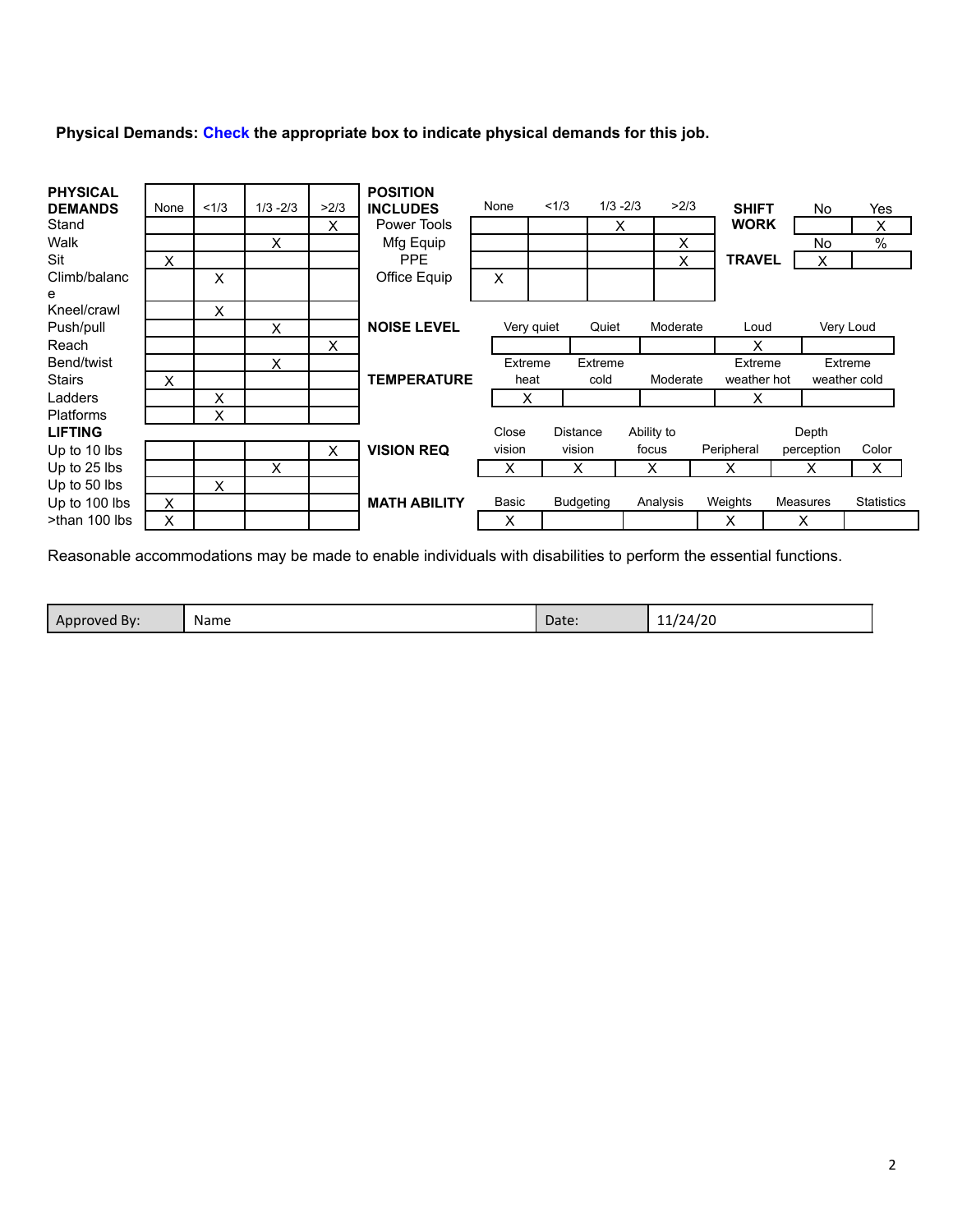**Physical Demands: Check the appropriate box to indicate physical demands for this job.**

| PHYSICAL DEMANDS | None | <1/3 | 1/3 -2/3 | >2/3 |
|---|---|---|---|---|
| Stand | | | | X |
| Walk | | | X | |
| Sit | X | | | |
| Climb/balance | | X | | |
| Kneel/crawl | | X | | |
| Push/pull | | | X | |
| Reach | | | | X |
| Bend/twist | | | X | |
| Stairs | X | | | |
| Ladders | | X | | |
| Platforms | | X | | |
| **LIFTING** | | | | |
| Up to 10 lbs | | | | X |
| Up to 25 lbs | | | X | |
| Up to 50 lbs | | X | | |
| Up to 100 lbs | X | | | |
| >than 100 lbs | X | | | |

| POSITION INCLUDES | None | <1/3 | 1/3 -2/3 | >2/3 |
|---|---|---|---|---|
| Power Tools | | | X | |
| Mfg Equip | | | | X |
| PPE | | | | X |
| Office Equip | X | | | |

| SHIFT WORK | No | Yes |
|---|---|---|
| | | X |

| TRAVEL | No | % |
|---|---|---|
| | X | |

| NOISE LEVEL | Very quiet | Quiet | Moderate | Loud | Very Loud |
|---|---|---|---|---|---|
| | | | | X | |

| TEMPERATURE | Extreme heat | Extreme cold | Moderate | Extreme weather hot | Extreme weather cold |
|---|---|---|---|---|---|
| | X | | | X | |

| VISION REQ | Close vision | Distance vision | Ability to focus | Peripheral | Depth perception | Color |
|---|---|---|---|---|---|---|
| | X | X | X | X | X | X |

| MATH ABILITY | Basic | Budgeting | Analysis | Weights | Measures | Statistics |
|---|---|---|---|---|---|---|
| | X | | | X | X | |

Reasonable accommodations may be made to enable individuals with disabilities to perform the essential functions.

| | | | |
|---|---|---|---|
| Approved By: | Name | Date: | 11/24/20 |